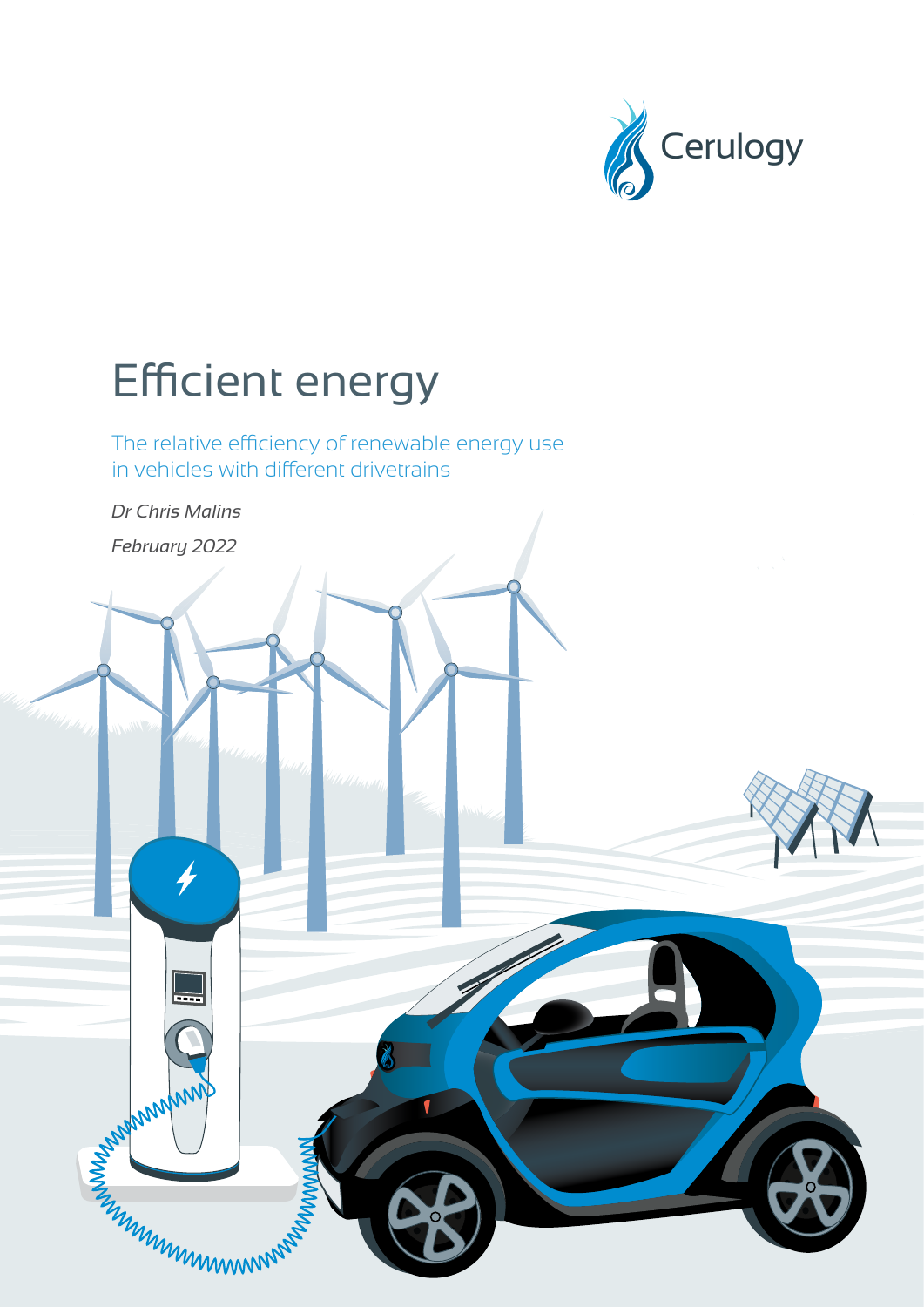Cerulogy

# Efficient energy

## The relative efficiency of renewable energy use in vehicles with different drivetrains

*Dr Chris Malins*

*February 2022*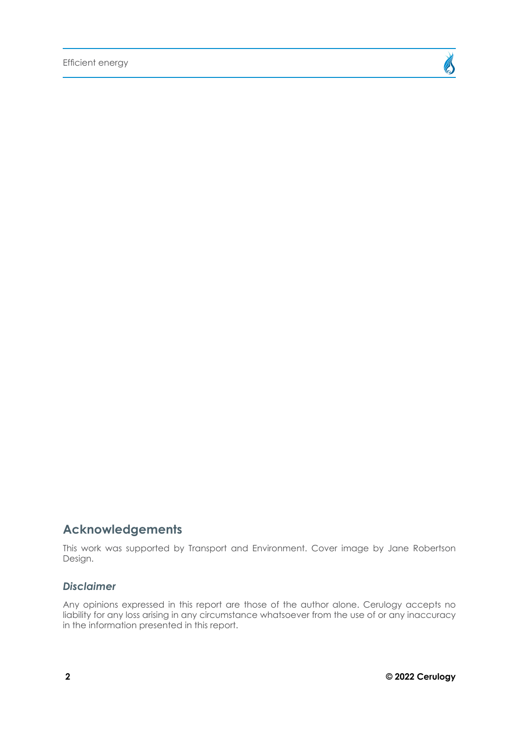## Acknowledgements

This work was supported by Transport and Environment. Cover image by Jane Robertson Design.

### *Disclaimer*

Any opinions expressed in this report are those of the author alone. Cerulogy accepts no liability for any loss arising in any circumstance whatsoever from the use of or any inaccuracy in the information presented in this report.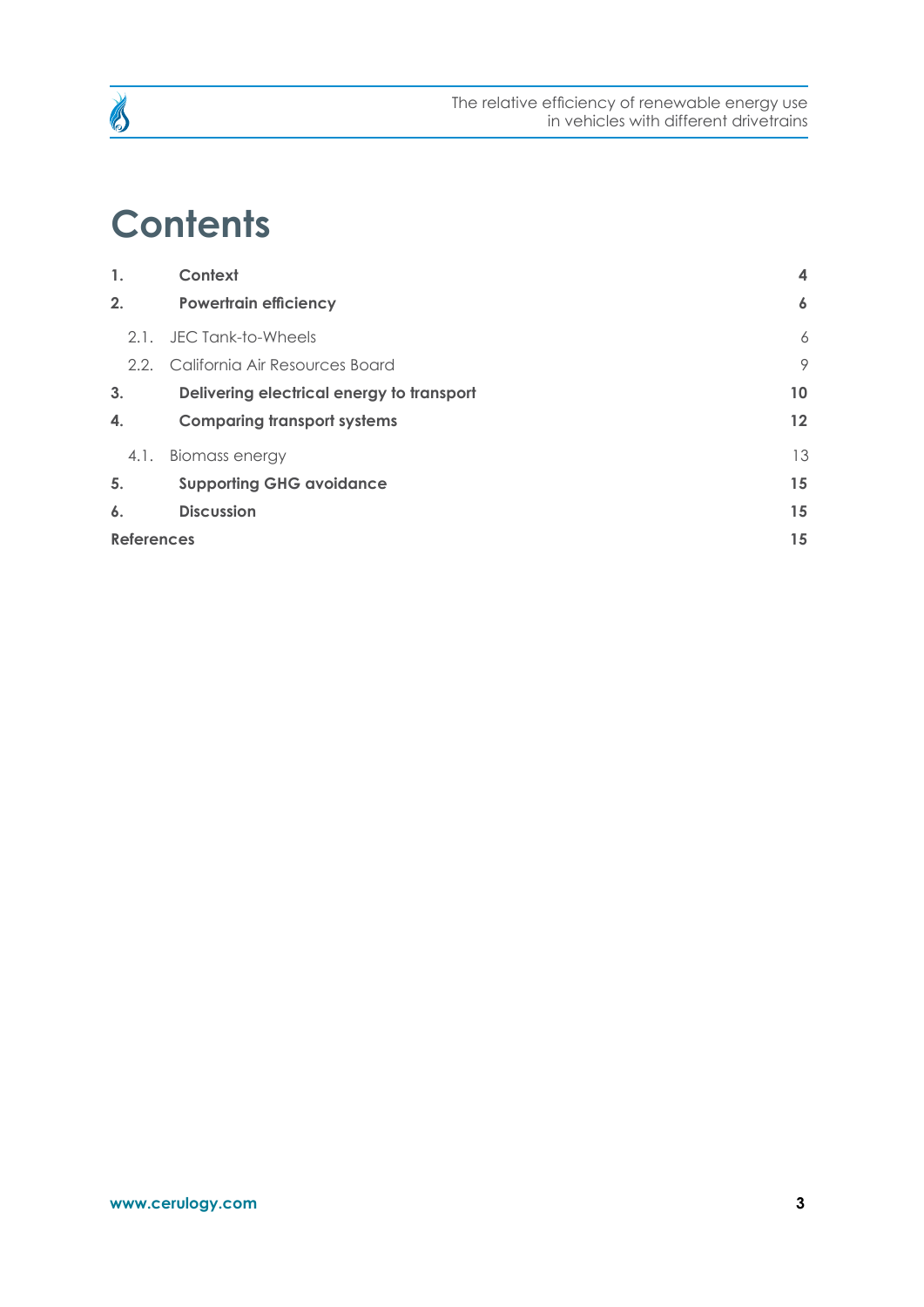# Contents

| | | |
|---|---|---|
| **1.** | **Context** | **4** |
| **2.** | **Powertrain efficiency** | **6** |
| 2.1. | JEC Tank-to-Wheels | 6 |
| 2.2. | California Air Resources Board | 9 |
| **3.** | **Delivering electrical energy to transport** | **10** |
| **4.** | **Comparing transport systems** | **12** |
| 4.1. | Biomass energy | 13 |
| **5.** | **Supporting GHG avoidance** | **15** |
| **6.** | **Discussion** | **15** |
| **References** | | **15** |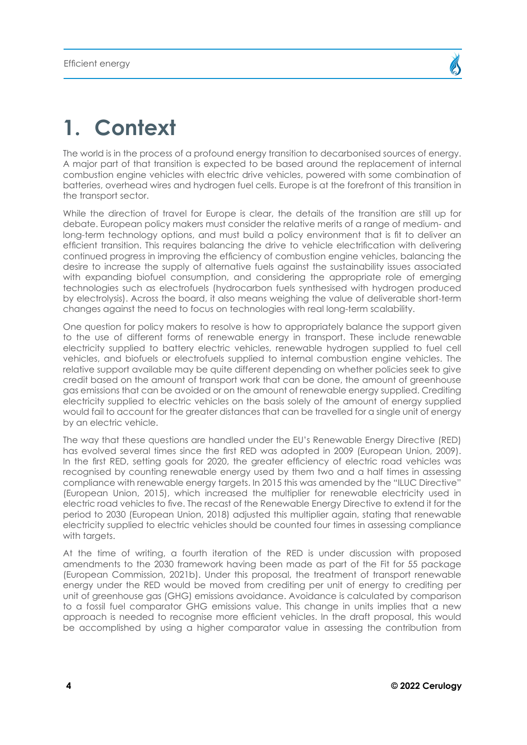# 1. Context

The world is in the process of a profound energy transition to decarbonised sources of energy. A major part of that transition is expected to be based around the replacement of internal combustion engine vehicles with electric drive vehicles, powered with some combination of batteries, overhead wires and hydrogen fuel cells. Europe is at the forefront of this transition in the transport sector.

While the direction of travel for Europe is clear, the details of the transition are still up for debate. European policy makers must consider the relative merits of a range of medium- and long-term technology options, and must build a policy environment that is fit to deliver an efficient transition. This requires balancing the drive to vehicle electrification with delivering continued progress in improving the efficiency of combustion engine vehicles, balancing the desire to increase the supply of alternative fuels against the sustainability issues associated with expanding biofuel consumption, and considering the appropriate role of emerging technologies such as electrofuels (hydrocarbon fuels synthesised with hydrogen produced by electrolysis). Across the board, it also means weighing the value of deliverable short-term changes against the need to focus on technologies with real long-term scalability.

One question for policy makers to resolve is how to appropriately balance the support given to the use of different forms of renewable energy in transport. These include renewable electricity supplied to battery electric vehicles, renewable hydrogen supplied to fuel cell vehicles, and biofuels or electrofuels supplied to internal combustion engine vehicles. The relative support available may be quite different depending on whether policies seek to give credit based on the amount of transport work that can be done, the amount of greenhouse gas emissions that can be avoided or on the amount of renewable energy supplied. Crediting electricity supplied to electric vehicles on the basis solely of the amount of energy supplied would fail to account for the greater distances that can be travelled for a single unit of energy by an electric vehicle.

The way that these questions are handled under the EU's Renewable Energy Directive (RED) has evolved several times since the first RED was adopted in 2009 (European Union, 2009). In the first RED, setting goals for 2020, the greater efficiency of electric road vehicles was recognised by counting renewable energy used by them two and a half times in assessing compliance with renewable energy targets. In 2015 this was amended by the "ILUC Directive" (European Union, 2015), which increased the multiplier for renewable electricity used in electric road vehicles to five. The recast of the Renewable Energy Directive to extend it for the period to 2030 (European Union, 2018) adjusted this multiplier again, stating that renewable electricity supplied to electric vehicles should be counted four times in assessing compliance with targets.

At the time of writing, a fourth iteration of the RED is under discussion with proposed amendments to the 2030 framework having been made as part of the Fit for 55 package (European Commission, 2021b). Under this proposal, the treatment of transport renewable energy under the RED would be moved from crediting per unit of energy to crediting per unit of greenhouse gas (GHG) emissions avoidance. Avoidance is calculated by comparison to a fossil fuel comparator GHG emissions value. This change in units implies that a new approach is needed to recognise more efficient vehicles. In the draft proposal, this would be accomplished by using a higher comparator value in assessing the contribution from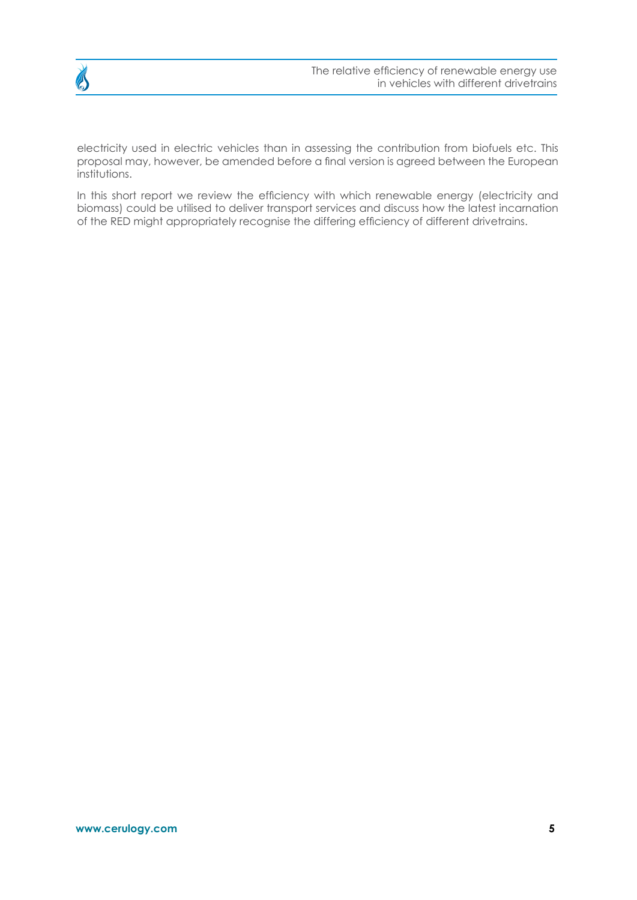electricity used in electric vehicles than in assessing the contribution from biofuels etc. This proposal may, however, be amended before a final version is agreed between the European institutions.

In this short report we review the efficiency with which renewable energy (electricity and biomass) could be utilised to deliver transport services and discuss how the latest incarnation of the RED might appropriately recognise the differing efficiency of different drivetrains.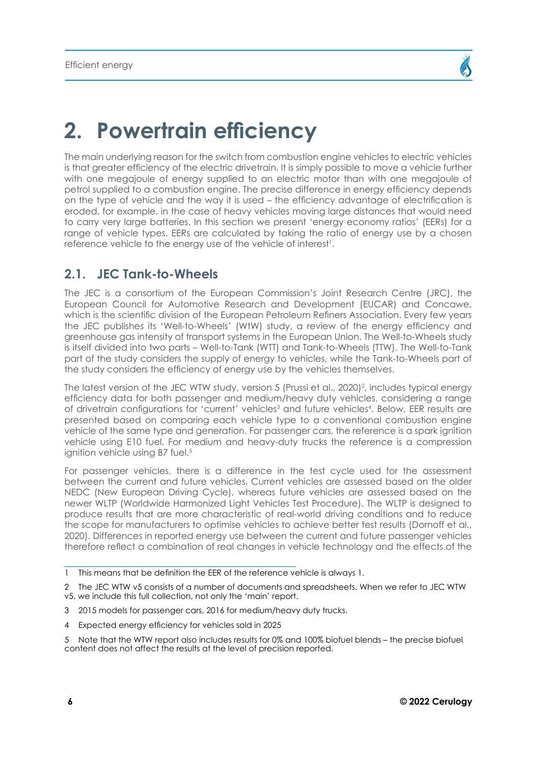# 2. Powertrain efficiency

The main underlying reason for the switch from combustion engine vehicles to electric vehicles is that greater efficiency of the electric drivetrain. It is simply possible to move a vehicle further with one megajoule of energy supplied to an electric motor than with one megajoule of petrol supplied to a combustion engine. The precise difference in energy efficiency depends on the type of vehicle and the way it is used – the efficiency advantage of electrification is eroded, for example, in the case of heavy vehicles moving large distances that would need to carry very large batteries. In this section we present 'energy economy ratios' (EERs) for a range of vehicle types. EERs are calculated by taking the ratio of energy use by a chosen reference vehicle to the energy use of the vehicle of interest[1].

## 2.1. JEC Tank-to-Wheels

The JEC is a consortium of the European Commission's Joint Research Centre (JRC), the European Council for Automotive Research and Development (EUCAR) and Concawe, which is the scientific division of the European Petroleum Refiners Association. Every few years the JEC publishes its 'Well-to-Wheels' (WtW) study, a review of the energy efficiency and greenhouse gas intensity of transport systems in the European Union. The Well-to-Wheels study is itself divided into two parts – Well-to-Tank (WTT) and Tank-to-Wheels (TTW). The Well-to-Tank part of the study considers the supply of energy to vehicles, while the Tank-to-Wheels part of the study considers the efficiency of energy use by the vehicles themselves.

The latest version of the JEC WTW study, version 5 (Prussi et al., 2020)[2], includes typical energy efficiency data for both passenger and medium/heavy duty vehicles, considering a range of drivetrain configurations for 'current' vehicles[3] and future vehicles[4]. Below, EER results are presented based on comparing each vehicle type to a conventional combustion engine vehicle of the same type and generation. For passenger cars, the reference is a spark ignition vehicle using E10 fuel. For medium and heavy-duty trucks the reference is a compression ignition vehicle using B7 fuel.[5]

For passenger vehicles, there is a difference in the test cycle used for the assessment between the current and future vehicles. Current vehicles are assessed based on the older NEDC (New European Driving Cycle), whereas future vehicles are assessed based on the newer WLTP (Worldwide Harmonized Light Vehicles Test Procedure). The WLTP is designed to produce results that are more characteristic of real-world driving conditions and to reduce the scope for manufacturers to optimise vehicles to achieve better test results (Dornoff et al., 2020). Differences in reported energy use between the current and future passenger vehicles therefore reflect a combination of real changes in vehicle technology and the effects of the

---

1 This means that be definition the EER of the reference vehicle is always 1.

2 The JEC WTW v5 consists of a number of documents and spreadsheets. When we refer to JEC WTW v5, we include this full collection, not only the 'main' report.

3 2015 models for passenger cars, 2016 for medium/heavy duty trucks.

4 Expected energy efficiency for vehicles sold in 2025

5 Note that the WTW report also includes results for 0% and 100% biofuel blends – the precise biofuel content does not affect the results at the level of precision reported.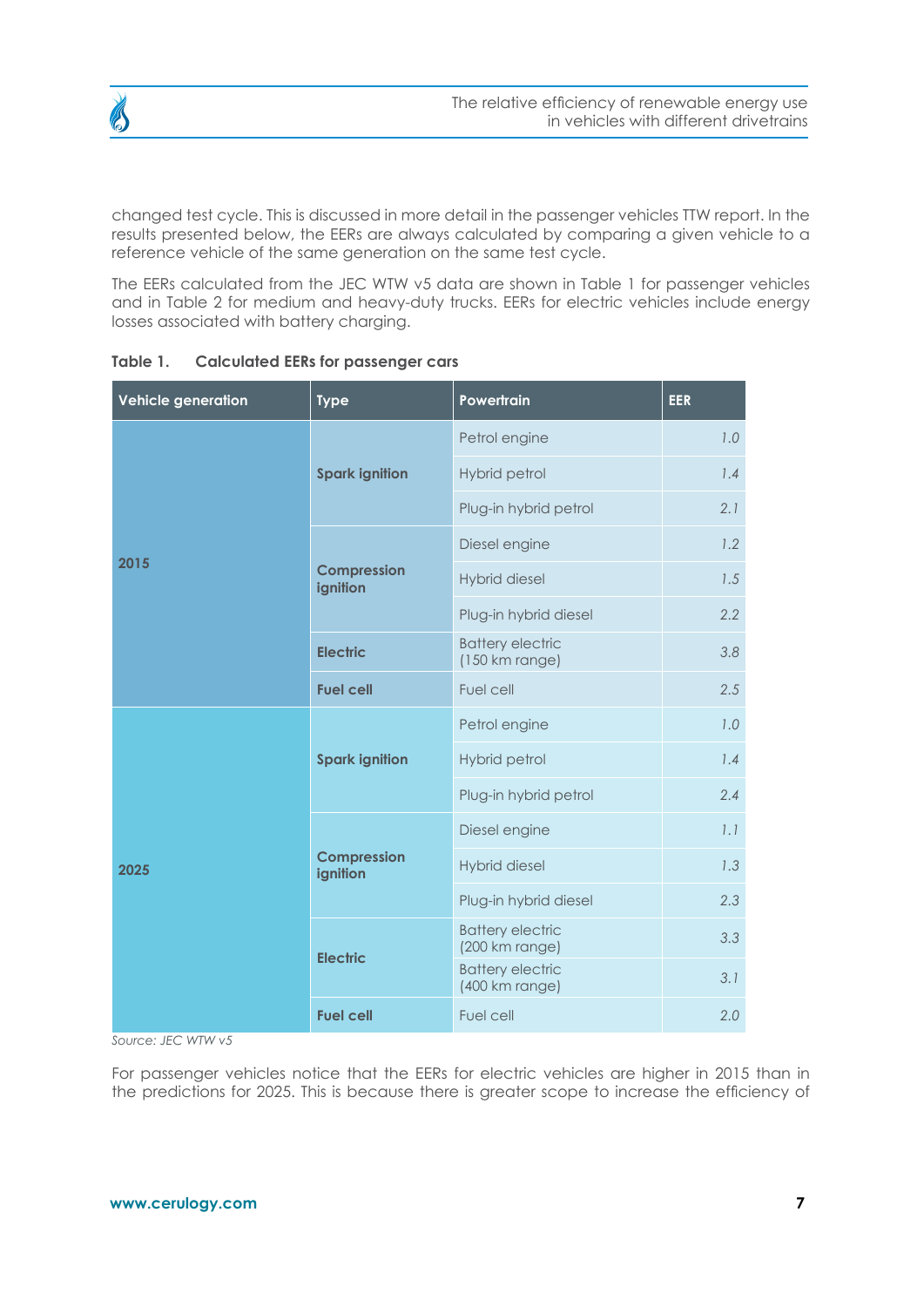changed test cycle. This is discussed in more detail in the passenger vehicles TTW report. In the results presented below, the EERs are always calculated by comparing a given vehicle to a reference vehicle of the same generation on the same test cycle.

The EERs calculated from the JEC WTW v5 data are shown in Table 1 for passenger vehicles and in Table 2 for medium and heavy-duty trucks. EERs for electric vehicles include energy losses associated with battery charging.

**Table 1. Calculated EERs for passenger cars**

| Vehicle generation | Type | Powertrain | EER |
|---|---|---|---|
| 2015 | Spark ignition | Petrol engine | 1.0 |
| | | Hybrid petrol | 1.4 |
| | | Plug-in hybrid petrol | 2.1 |
| | Compression ignition | Diesel engine | 1.2 |
| | | Hybrid diesel | 1.5 |
| | | Plug-in hybrid diesel | 2.2 |
| | Electric | Battery electric (150 km range) | 3.8 |
| | Fuel cell | Fuel cell | 2.5 |
| 2025 | Spark ignition | Petrol engine | 1.0 |
| | | Hybrid petrol | 1.4 |
| | | Plug-in hybrid petrol | 2.4 |
| | Compression ignition | Diesel engine | 1.1 |
| | | Hybrid diesel | 1.3 |
| | | Plug-in hybrid diesel | 2.3 |
| | Electric | Battery electric (200 km range) | 3.3 |
| | | Battery electric (400 km range) | 3.1 |
| | Fuel cell | Fuel cell | 2.0 |

*Source: JEC WTW v5*

For passenger vehicles notice that the EERs for electric vehicles are higher in 2015 than in the predictions for 2025. This is because there is greater scope to increase the efficiency of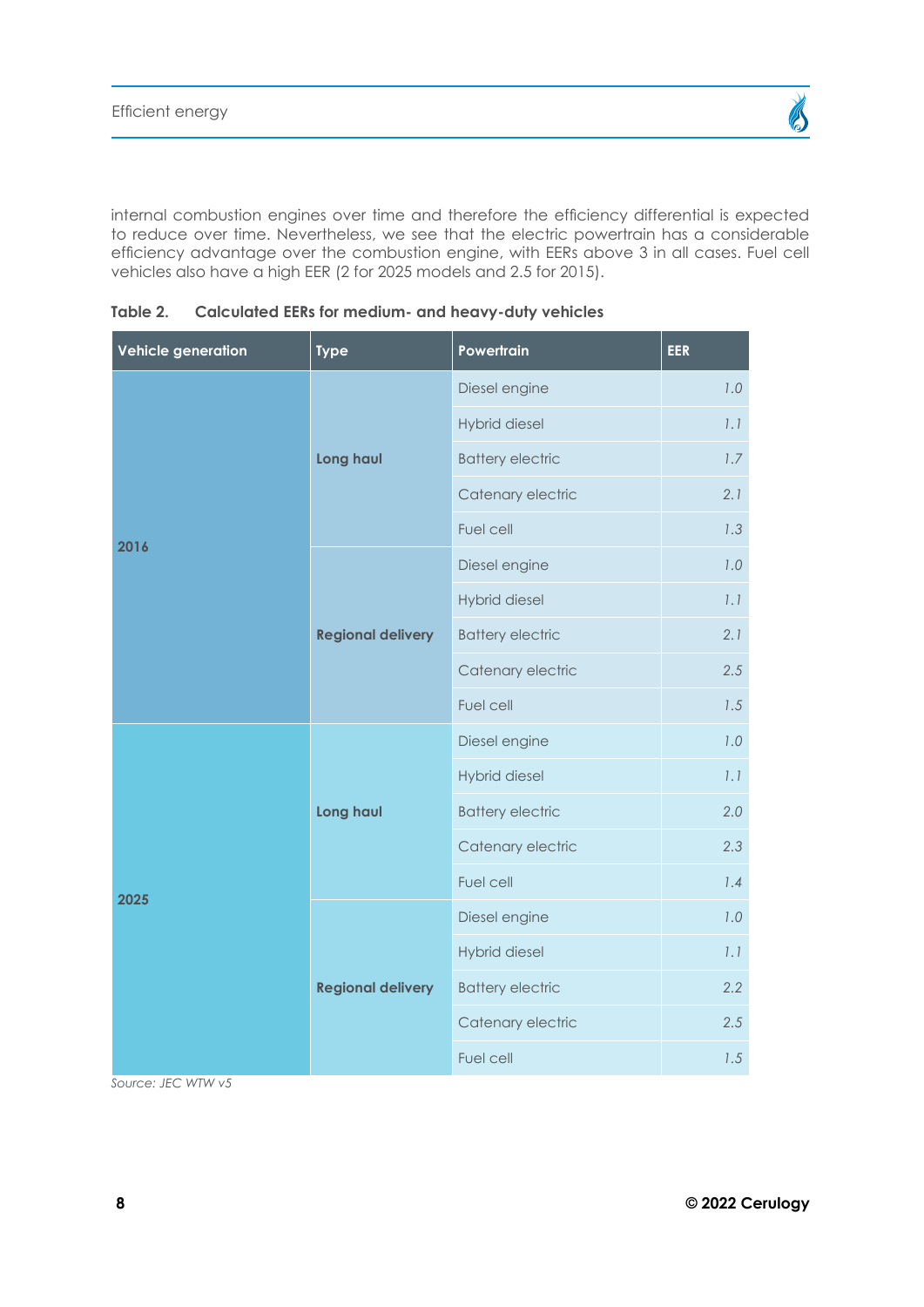internal combustion engines over time and therefore the efficiency differential is expected to reduce over time. Nevertheless, we see that the electric powertrain has a considerable efficiency advantage over the combustion engine, with EERs above 3 in all cases. Fuel cell vehicles also have a high EER (2 for 2025 models and 2.5 for 2015).

**Table 2. Calculated EERs for medium- and heavy-duty vehicles**

| Vehicle generation | Type | Powertrain | EER |
|---|---|---|---|
| 2016 | Long haul | Diesel engine | 1.0 |
| | | Hybrid diesel | 1.1 |
| | | Battery electric | 1.7 |
| | | Catenary electric | 2.1 |
| | | Fuel cell | 1.3 |
| | Regional delivery | Diesel engine | 1.0 |
| | | Hybrid diesel | 1.1 |
| | | Battery electric | 2.1 |
| | | Catenary electric | 2.5 |
| | | Fuel cell | 1.5 |
| 2025 | Long haul | Diesel engine | 1.0 |
| | | Hybrid diesel | 1.1 |
| | | Battery electric | 2.0 |
| | | Catenary electric | 2.3 |
| | | Fuel cell | 1.4 |
| | Regional delivery | Diesel engine | 1.0 |
| | | Hybrid diesel | 1.1 |
| | | Battery electric | 2.2 |
| | | Catenary electric | 2.5 |
| | | Fuel cell | 1.5 |

*Source: JEC WTW v5*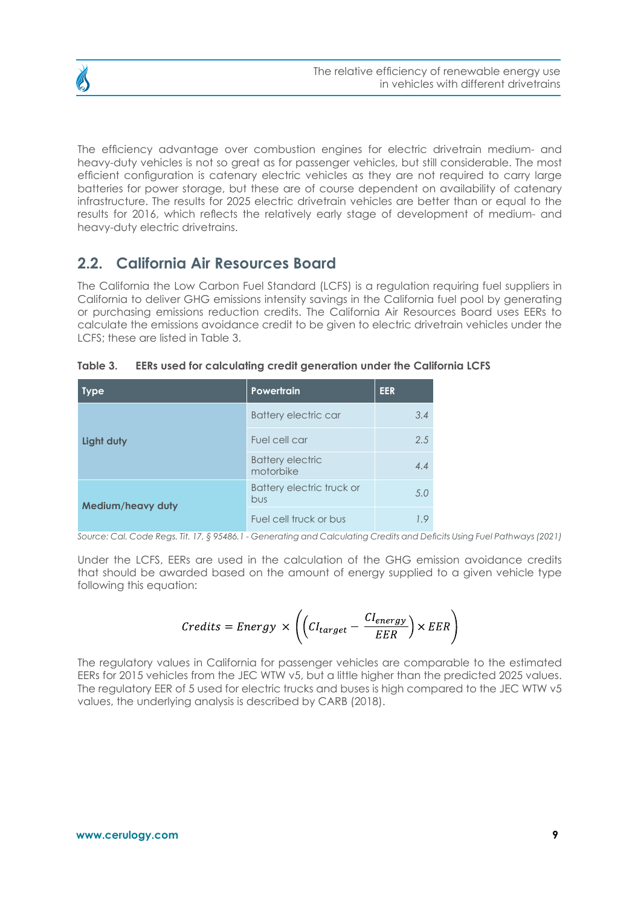The efficiency advantage over combustion engines for electric drivetrain medium- and heavy-duty vehicles is not so great as for passenger vehicles, but still considerable. The most efficient configuration is catenary electric vehicles as they are not required to carry large batteries for power storage, but these are of course dependent on availability of catenary infrastructure. The results for 2025 electric drivetrain vehicles are better than or equal to the results for 2016, which reflects the relatively early stage of development of medium- and heavy-duty electric drivetrains.

## 2.2. California Air Resources Board

The California the Low Carbon Fuel Standard (LCFS) is a regulation requiring fuel suppliers in California to deliver GHG emissions intensity savings in the California fuel pool by generating or purchasing emissions reduction credits. The California Air Resources Board uses EERs to calculate the emissions avoidance credit to be given to electric drivetrain vehicles under the LCFS; these are listed in Table 3.

**Table 3. EERs used for calculating credit generation under the California LCFS**

| Type | Powertrain | EER |
|---|---|---|
| Light duty | Battery electric car | 3.4 |
| | Fuel cell car | 2.5 |
| | Battery electric motorbike | 4.4 |
| Medium/heavy duty | Battery electric truck or bus | 5.0 |
| | Fuel cell truck or bus | 1.9 |

*Source: Cal. Code Regs. Tit. 17, § 95486.1 - Generating and Calculating Credits and Deficits Using Fuel Pathways (2021)*

Under the LCFS, EERs are used in the calculation of the GHG emission avoidance credits that should be awarded based on the amount of energy supplied to a given vehicle type following this equation:

$$Credits = Energy \times \left( \left( CI_{target} - \frac{CI_{energy}}{EER} \right) \times EER \right)$$

The regulatory values in California for passenger vehicles are comparable to the estimated EERs for 2015 vehicles from the JEC WTW v5, but a little higher than the predicted 2025 values. The regulatory EER of 5 used for electric trucks and buses is high compared to the JEC WTW v5 values, the underlying analysis is described by CARB (2018).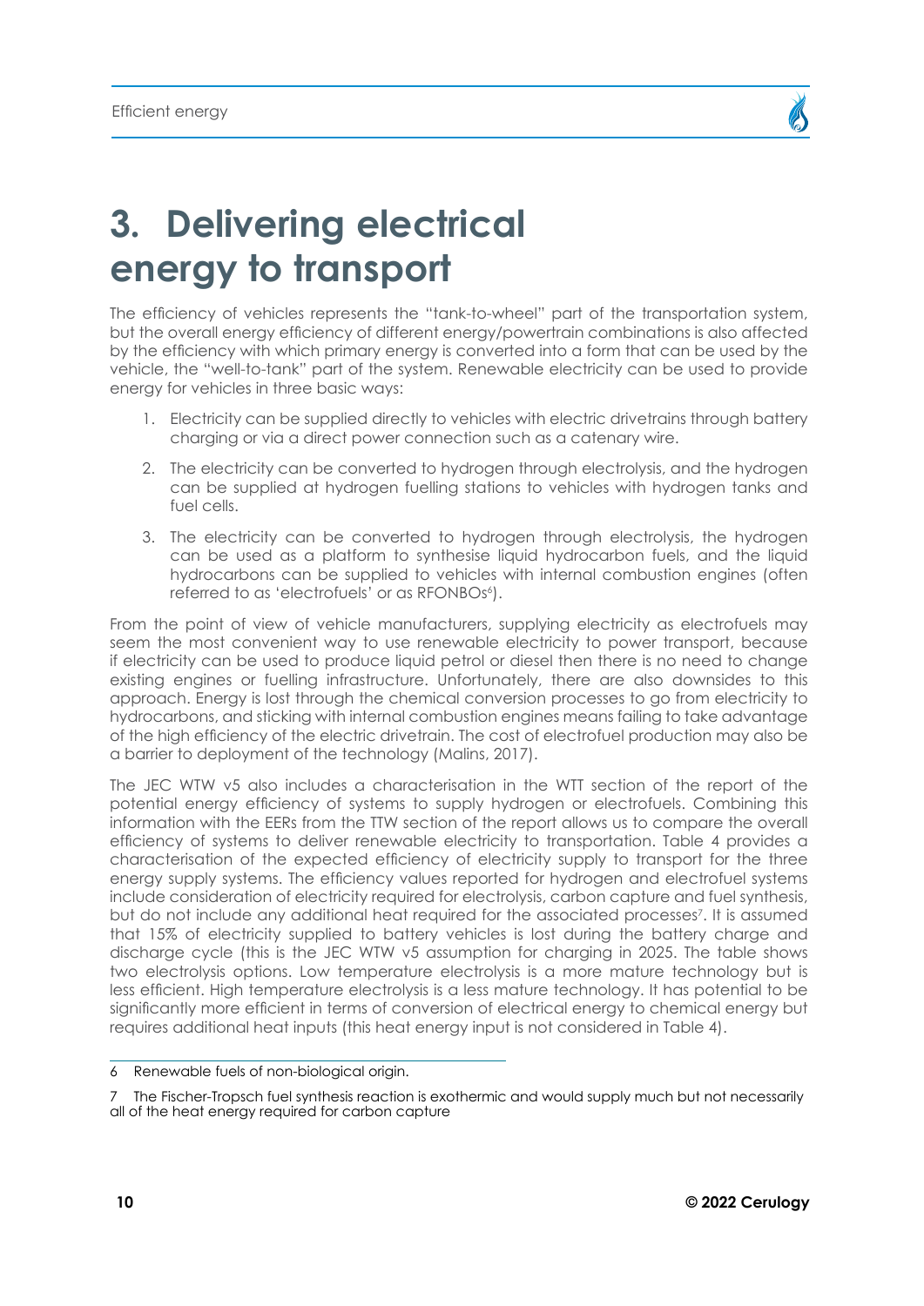# 3. Delivering electrical energy to transport

The efficiency of vehicles represents the "tank-to-wheel" part of the transportation system, but the overall energy efficiency of different energy/powertrain combinations is also affected by the efficiency with which primary energy is converted into a form that can be used by the vehicle, the "well-to-tank" part of the system. Renewable electricity can be used to provide energy for vehicles in three basic ways:

1. Electricity can be supplied directly to vehicles with electric drivetrains through battery charging or via a direct power connection such as a catenary wire.
2. The electricity can be converted to hydrogen through electrolysis, and the hydrogen can be supplied at hydrogen fuelling stations to vehicles with hydrogen tanks and fuel cells.
3. The electricity can be converted to hydrogen through electrolysis, the hydrogen can be used as a platform to synthesise liquid hydrocarbon fuels, and the liquid hydrocarbons can be supplied to vehicles with internal combustion engines (often referred to as 'electrofuels' or as RFONBOs[6]).

From the point of view of vehicle manufacturers, supplying electricity as electrofuels may seem the most convenient way to use renewable electricity to power transport, because if electricity can be used to produce liquid petrol or diesel then there is no need to change existing engines or fuelling infrastructure. Unfortunately, there are also downsides to this approach. Energy is lost through the chemical conversion processes to go from electricity to hydrocarbons, and sticking with internal combustion engines means failing to take advantage of the high efficiency of the electric drivetrain. The cost of electrofuel production may also be a barrier to deployment of the technology (Malins, 2017).

The JEC WTW v5 also includes a characterisation in the WTT section of the report of the potential energy efficiency of systems to supply hydrogen or electrofuels. Combining this information with the EERs from the TTW section of the report allows us to compare the overall efficiency of systems to deliver renewable electricity to transportation. Table 4 provides a characterisation of the expected efficiency of electricity supply to transport for the three energy supply systems. The efficiency values reported for hydrogen and electrofuel systems include consideration of electricity required for electrolysis, carbon capture and fuel synthesis, but do not include any additional heat required for the associated processes[7]. It is assumed that 15% of electricity supplied to battery vehicles is lost during the battery charge and discharge cycle (this is the JEC WTW v5 assumption for charging in 2025. The table shows two electrolysis options. Low temperature electrolysis is a more mature technology but is less efficient. High temperature electrolysis is a less mature technology. It has potential to be significantly more efficient in terms of conversion of electrical energy to chemical energy but requires additional heat inputs (this heat energy input is not considered in Table 4).

---

6 Renewable fuels of non-biological origin.

7 The Fischer-Tropsch fuel synthesis reaction is exothermic and would supply much but not necessarily all of the heat energy required for carbon capture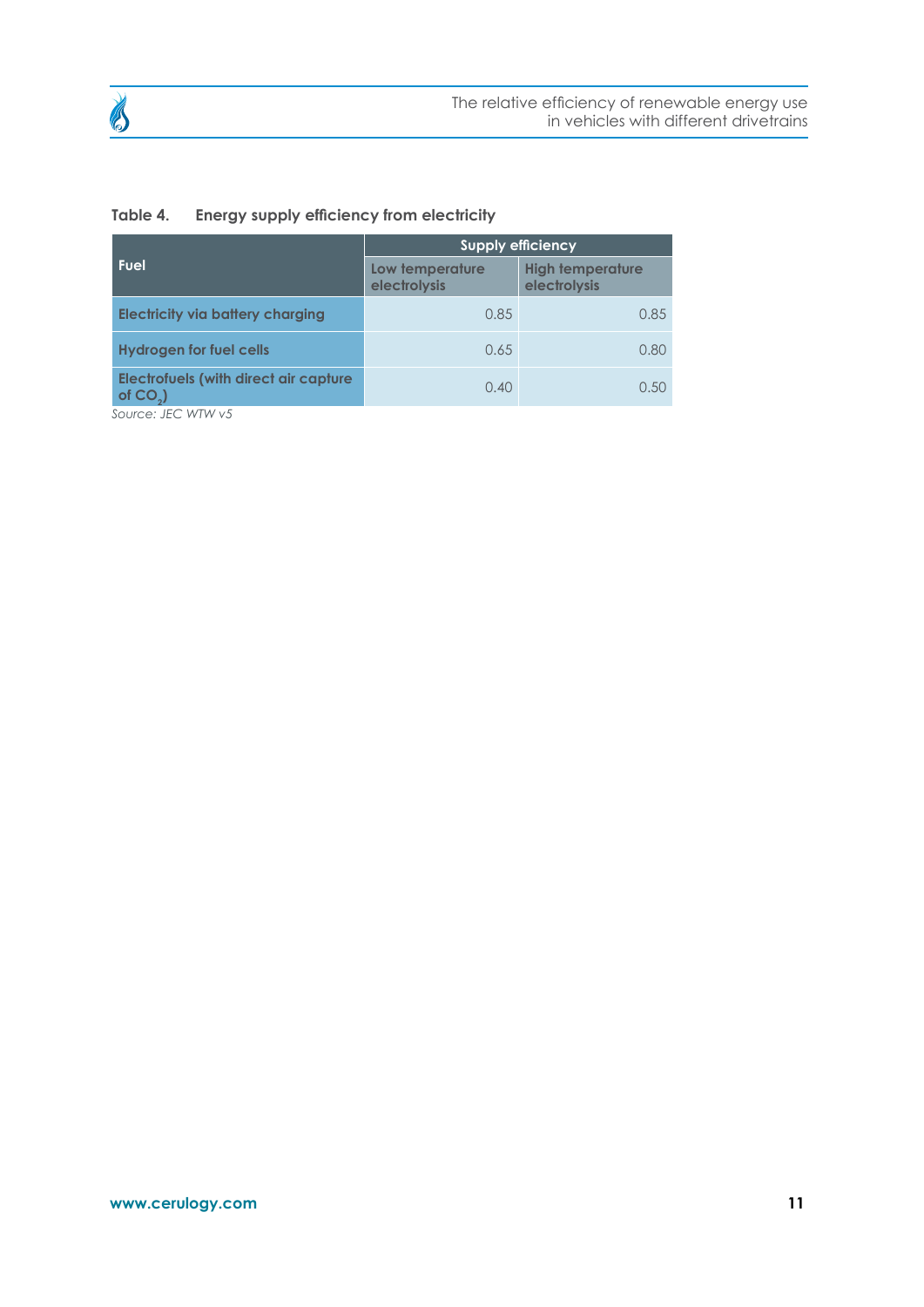**Table 4. Energy supply efficiency from electricity**

| Fuel | Supply efficiency | |
|---|---|---|
| | Low temperature electrolysis | High temperature electrolysis |
| Electricity via battery charging | 0.85 | 0.85 |
| Hydrogen for fuel cells | 0.65 | 0.80 |
| Electrofuels (with direct air capture of $CO_2$) | 0.40 | 0.50 |

*Source: JEC WTW v5*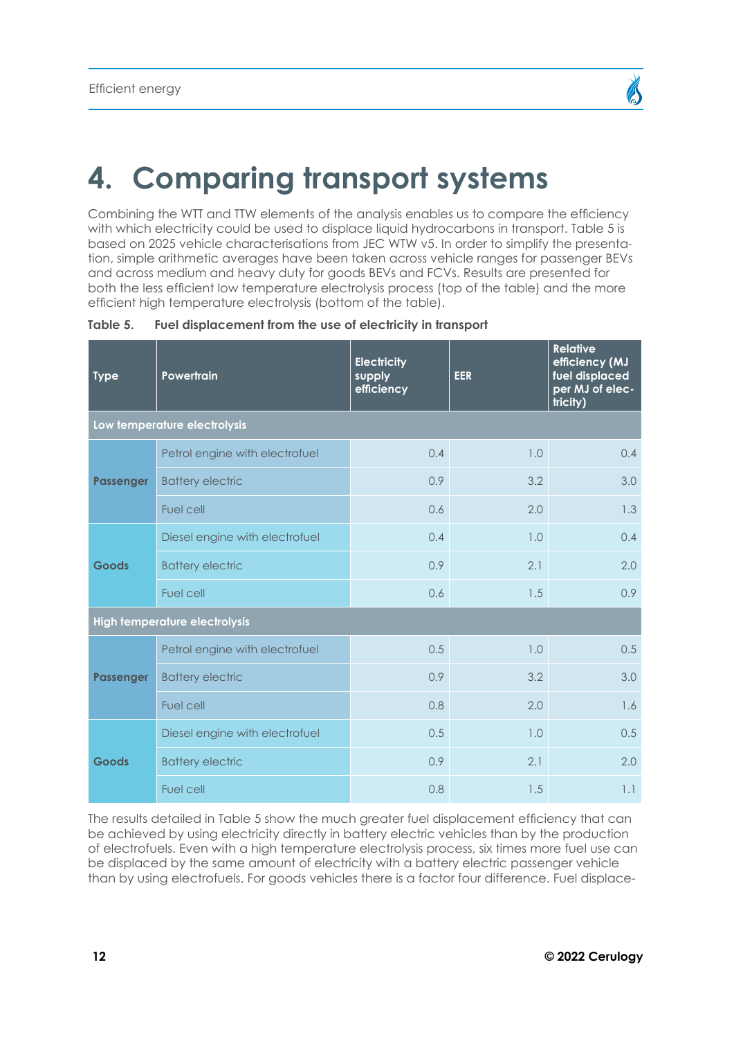# 4. Comparing transport systems

Combining the WTT and TTW elements of the analysis enables us to compare the efficiency with which electricity could be used to displace liquid hydrocarbons in transport. Table 5 is based on 2025 vehicle characterisations from JEC WTW v5. In order to simplify the presentation, simple arithmetic averages have been taken across vehicle ranges for passenger BEVs and across medium and heavy duty for goods BEVs and FCVs. Results are presented for both the less efficient low temperature electrolysis process (top of the table) and the more efficient high temperature electrolysis (bottom of the table).

**Table 5. Fuel displacement from the use of electricity in transport**

| Type | Powertrain | Electricity supply efficiency | EER | Relative efficiency (MJ fuel displaced per MJ of electricity) |
|---|---|---|---|---|
| **Low temperature electrolysis** | | | | |
| Passenger | Petrol engine with electrofuel | 0.4 | 1.0 | 0.4 |
| | Battery electric | 0.9 | 3.2 | 3.0 |
| | Fuel cell | 0.6 | 2.0 | 1.3 |
| Goods | Diesel engine with electrofuel | 0.4 | 1.0 | 0.4 |
| | Battery electric | 0.9 | 2.1 | 2.0 |
| | Fuel cell | 0.6 | 1.5 | 0.9 |
| **High temperature electrolysis** | | | | |
| Passenger | Petrol engine with electrofuel | 0.5 | 1.0 | 0.5 |
| | Battery electric | 0.9 | 3.2 | 3.0 |
| | Fuel cell | 0.8 | 2.0 | 1.6 |
| Goods | Diesel engine with electrofuel | 0.5 | 1.0 | 0.5 |
| | Battery electric | 0.9 | 2.1 | 2.0 |
| | Fuel cell | 0.8 | 1.5 | 1.1 |

The results detailed in Table 5 show the much greater fuel displacement efficiency that can be achieved by using electricity directly in battery electric vehicles than by the production of electrofuels. Even with a high temperature electrolysis process, six times more fuel use can be displaced by the same amount of electricity with a battery electric passenger vehicle than by using electrofuels. For goods vehicles there is a factor four difference. Fuel displace-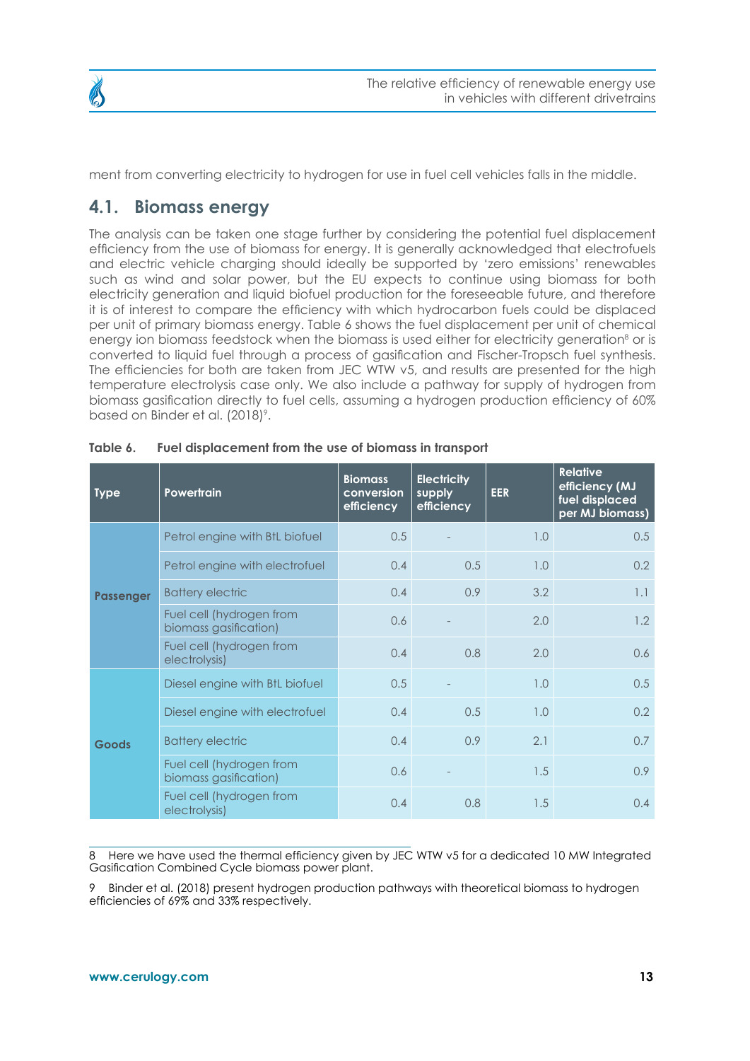ment from converting electricity to hydrogen for use in fuel cell vehicles falls in the middle.

## 4.1. Biomass energy

The analysis can be taken one stage further by considering the potential fuel displacement efficiency from the use of biomass for energy. It is generally acknowledged that electrofuels and electric vehicle charging should ideally be supported by 'zero emissions' renewables such as wind and solar power, but the EU expects to continue using biomass for both electricity generation and liquid biofuel production for the foreseeable future, and therefore it is of interest to compare the efficiency with which hydrocarbon fuels could be displaced per unit of primary biomass energy. Table 6 shows the fuel displacement per unit of chemical energy ion biomass feedstock when the biomass is used either for electricity generation[8] or is converted to liquid fuel through a process of gasification and Fischer-Tropsch fuel synthesis. The efficiencies for both are taken from JEC WTW v5, and results are presented for the high temperature electrolysis case only. We also include a pathway for supply of hydrogen from biomass gasification directly to fuel cells, assuming a hydrogen production efficiency of 60% based on Binder et al. (2018)[9].

**Table 6. Fuel displacement from the use of biomass in transport**

| Type | Powertrain | Biomass conversion efficiency | Electricity supply efficiency | EER | Relative efficiency (MJ fuel displaced per MJ biomass) |
|---|---|---|---|---|---|
| Passenger | Petrol engine with BtL biofuel | 0.5 | - | 1.0 | 0.5 |
| | Petrol engine with electrofuel | 0.4 | 0.5 | 1.0 | 0.2 |
| | Battery electric | 0.4 | 0.9 | 3.2 | 1.1 |
| | Fuel cell (hydrogen from biomass gasification) | 0.6 | - | 2.0 | 1.2 |
| | Fuel cell (hydrogen from electrolysis) | 0.4 | 0.8 | 2.0 | 0.6 |
| Goods | Diesel engine with BtL biofuel | 0.5 | - | 1.0 | 0.5 |
| | Diesel engine with electrofuel | 0.4 | 0.5 | 1.0 | 0.2 |
| | Battery electric | 0.4 | 0.9 | 2.1 | 0.7 |
| | Fuel cell (hydrogen from biomass gasification) | 0.6 | - | 1.5 | 0.9 |
| | Fuel cell (hydrogen from electrolysis) | 0.4 | 0.8 | 1.5 | 0.4 |

8 Here we have used the thermal efficiency given by JEC WTW v5 for a dedicated 10 MW Integrated Gasification Combined Cycle biomass power plant.

9 Binder et al. (2018) present hydrogen production pathways with theoretical biomass to hydrogen efficiencies of 69% and 33% respectively.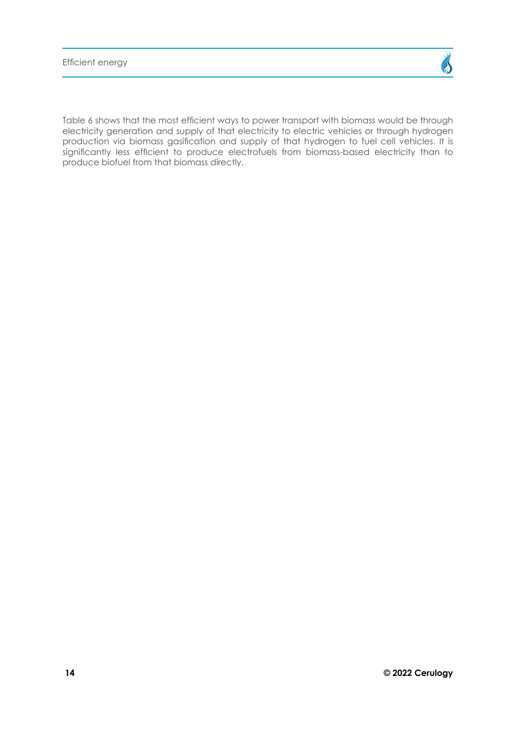Table 6 shows that the most efficient ways to power transport with biomass would be through electricity generation and supply of that electricity to electric vehicles or through hydrogen production via biomass gasification and supply of that hydrogen to fuel cell vehicles. It is significantly less efficient to produce electrofuels from biomass-based electricity than to produce biofuel from that biomass directly.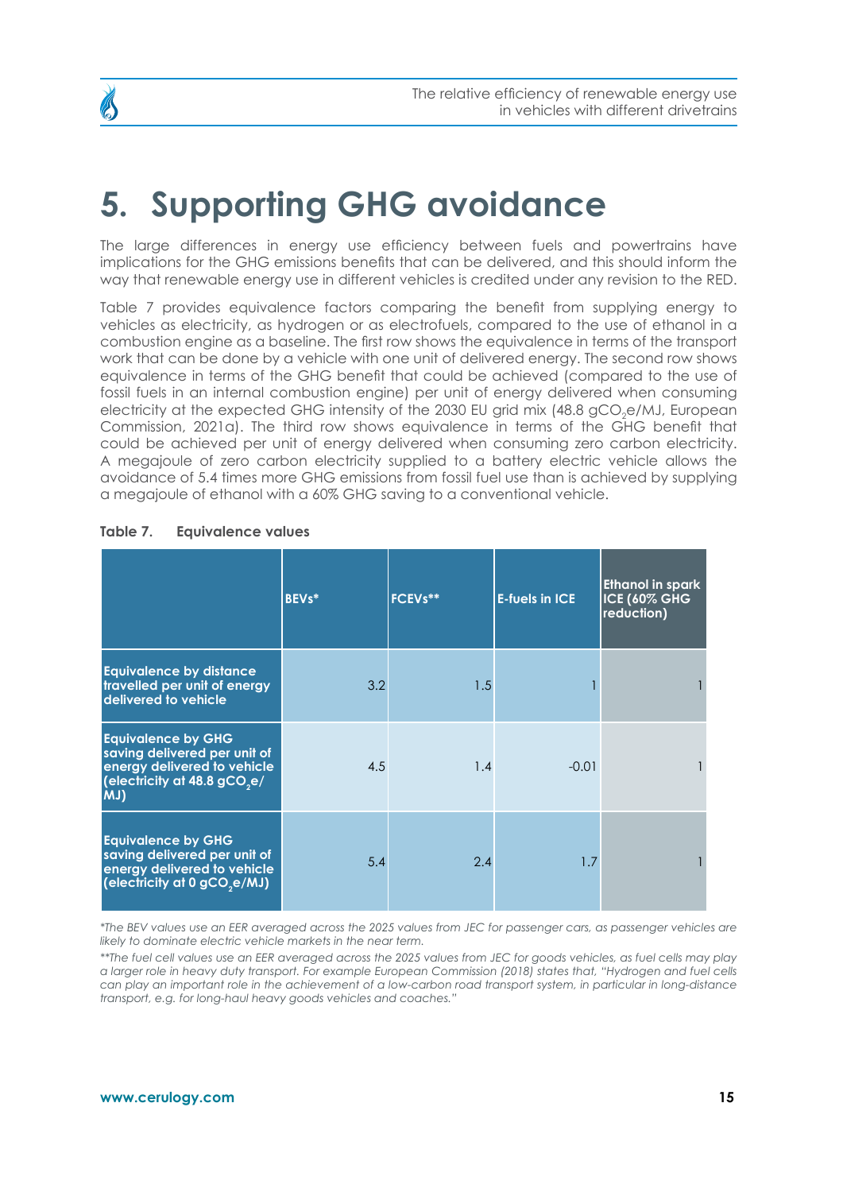# 5. Supporting GHG avoidance

The large differences in energy use efficiency between fuels and powertrains have implications for the GHG emissions benefits that can be delivered, and this should inform the way that renewable energy use in different vehicles is credited under any revision to the RED.

Table 7 provides equivalence factors comparing the benefit from supplying energy to vehicles as electricity, as hydrogen or as electrofuels, compared to the use of ethanol in a combustion engine as a baseline. The first row shows the equivalence in terms of the transport work that can be done by a vehicle with one unit of delivered energy. The second row shows equivalence in terms of the GHG benefit that could be achieved (compared to the use of fossil fuels in an internal combustion engine) per unit of energy delivered when consuming electricity at the expected GHG intensity of the 2030 EU grid mix (48.8 $gCO_2e$/MJ, European Commission, 2021a). The third row shows equivalence in terms of the GHG benefit that could be achieved per unit of energy delivered when consuming zero carbon electricity. A megajoule of zero carbon electricity supplied to a battery electric vehicle allows the avoidance of 5.4 times more GHG emissions from fossil fuel use than is achieved by supplying a megajoule of ethanol with a 60% GHG saving to a conventional vehicle.

**Table 7. Equivalence values**

| | BEVs* | FCEVs** | E-fuels in ICE | Ethanol in spark ICE (60% GHG reduction) |
|---|---|---|---|---|
| Equivalence by distance travelled per unit of energy delivered to vehicle | 3.2 | 1.5 | 1 | 1 |
| Equivalence by GHG saving delivered per unit of energy delivered to vehicle (electricity at 48.8 $gCO_2e$/MJ) | 4.5 | 1.4 | -0.01 | 1 |
| Equivalence by GHG saving delivered per unit of energy delivered to vehicle (electricity at 0 $gCO_2e$/MJ) | 5.4 | 2.4 | 1.7 | 1 |

*\*The BEV values use an EER averaged across the 2025 values from JEC for passenger cars, as passenger vehicles are likely to dominate electric vehicle markets in the near term.*

*\*\*The fuel cell values use an EER averaged across the 2025 values from JEC for goods vehicles, as fuel cells may play a larger role in heavy duty transport. For example European Commission (2018) states that, "Hydrogen and fuel cells can play an important role in the achievement of a low-carbon road transport system, in particular in long-distance transport, e.g. for long-haul heavy goods vehicles and coaches."*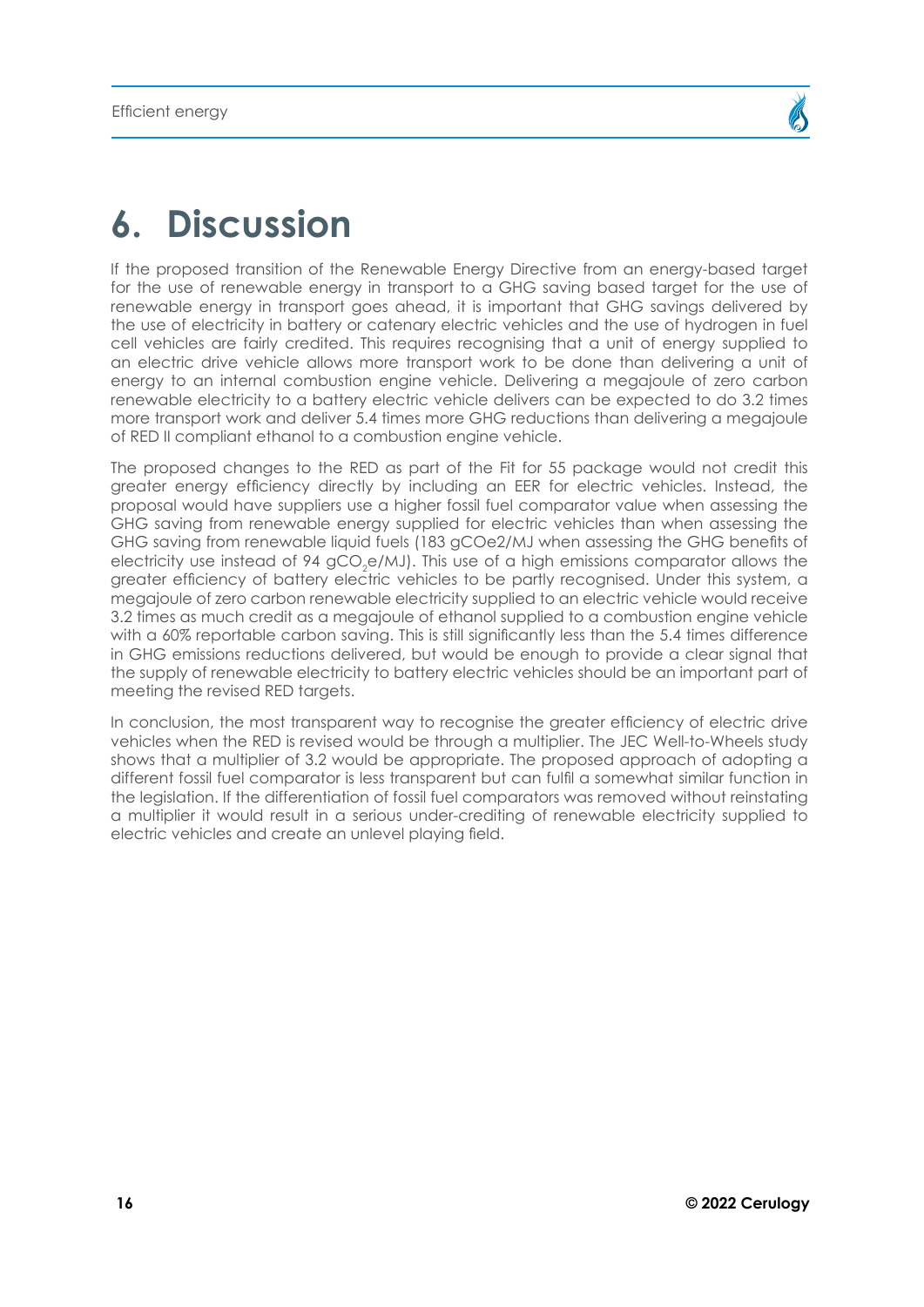# 6. Discussion

If the proposed transition of the Renewable Energy Directive from an energy-based target for the use of renewable energy in transport to a GHG saving based target for the use of renewable energy in transport goes ahead, it is important that GHG savings delivered by the use of electricity in battery or catenary electric vehicles and the use of hydrogen in fuel cell vehicles are fairly credited. This requires recognising that a unit of energy supplied to an electric drive vehicle allows more transport work to be done than delivering a unit of energy to an internal combustion engine vehicle. Delivering a megajoule of zero carbon renewable electricity to a battery electric vehicle delivers can be expected to do 3.2 times more transport work and deliver 5.4 times more GHG reductions than delivering a megajoule of RED II compliant ethanol to a combustion engine vehicle.

The proposed changes to the RED as part of the Fit for 55 package would not credit this greater energy efficiency directly by including an EER for electric vehicles. Instead, the proposal would have suppliers use a higher fossil fuel comparator value when assessing the GHG saving from renewable energy supplied for electric vehicles than when assessing the GHG saving from renewable liquid fuels (183 gCOe2/MJ when assessing the GHG benefits of electricity use instead of 94 $gCO_2e$/MJ). This use of a high emissions comparator allows the greater efficiency of battery electric vehicles to be partly recognised. Under this system, a megajoule of zero carbon renewable electricity supplied to an electric vehicle would receive 3.2 times as much credit as a megajoule of ethanol supplied to a combustion engine vehicle with a 60% reportable carbon saving. This is still significantly less than the 5.4 times difference in GHG emissions reductions delivered, but would be enough to provide a clear signal that the supply of renewable electricity to battery electric vehicles should be an important part of meeting the revised RED targets.

In conclusion, the most transparent way to recognise the greater efficiency of electric drive vehicles when the RED is revised would be through a multiplier. The JEC Well-to-Wheels study shows that a multiplier of 3.2 would be appropriate. The proposed approach of adopting a different fossil fuel comparator is less transparent but can fulfil a somewhat similar function in the legislation. If the differentiation of fossil fuel comparators was removed without reinstating a multiplier it would result in a serious under-crediting of renewable electricity supplied to electric vehicles and create an unlevel playing field.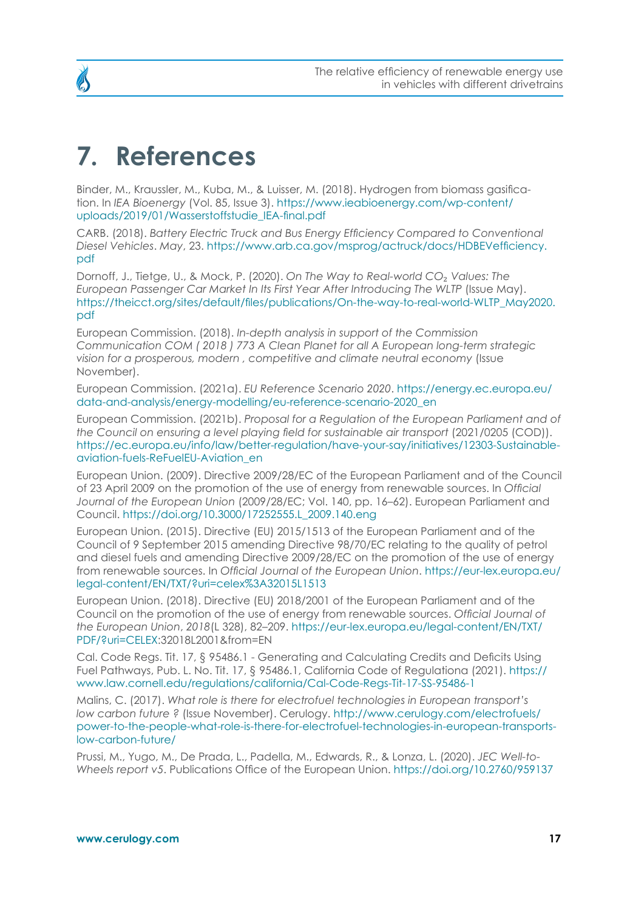# 7. References

Binder, M., Kraussler, M., Kuba, M., & Luisser, M. (2018). Hydrogen from biomass gasification. In *IEA Bioenergy* (Vol. 85, Issue 3). https://www.ieabioenergy.com/wp-content/uploads/2019/01/Wasserstoffstudie_IEA-final.pdf

CARB. (2018). *Battery Electric Truck and Bus Energy Efficiency Compared to Conventional Diesel Vehicles*. *May*, 23. https://www.arb.ca.gov/msprog/actruck/docs/HDBEVefficiency.pdf

Dornoff, J., Tietge, U., & Mock, P. (2020). *On The Way to Real-world $CO_2$ Values: The European Passenger Car Market In Its First Year After Introducing The WLTP* (Issue May). https://theicct.org/sites/default/files/publications/On-the-way-to-real-world-WLTP_May2020.pdf

European Commission. (2018). *In-depth analysis in support of the Commission Communication COM ( 2018 ) 773 A Clean Planet for all A European long-term strategic vision for a prosperous, modern , competitive and climate neutral economy* (Issue November).

European Commission. (2021a). *EU Reference Scenario 2020*. https://energy.ec.europa.eu/data-and-analysis/energy-modelling/eu-reference-scenario-2020_en

European Commission. (2021b). *Proposal for a Regulation of the European Parliament and of the Council on ensuring a level playing field for sustainable air transport* (2021/0205 (COD)). https://ec.europa.eu/info/law/better-regulation/have-your-say/initiatives/12303-Sustainable-aviation-fuels-ReFuelEU-Aviation_en

European Union. (2009). Directive 2009/28/EC of the European Parliament and of the Council of 23 April 2009 on the promotion of the use of energy from renewable sources. In *Official Journal of the European Union* (2009/28/EC; Vol. 140, pp. 16–62). European Parliament and Council. https://doi.org/10.3000/17252555.L_2009.140.eng

European Union. (2015). Directive (EU) 2015/1513 of the European Parliament and of the Council of 9 September 2015 amending Directive 98/70/EC relating to the quality of petrol and diesel fuels and amending Directive 2009/28/EC on the promotion of the use of energy from renewable sources. In *Official Journal of the European Union*. https://eur-lex.europa.eu/legal-content/EN/TXT/?uri=celex%3A32015L1513

European Union. (2018). Directive (EU) 2018/2001 of the European Parliament and of the Council on the promotion of the use of energy from renewable sources. *Official Journal of the European Union*, *2018*(L 328), 82–209. https://eur-lex.europa.eu/legal-content/EN/TXT/PDF/?uri=CELEX:32018L2001&from=EN

Cal. Code Regs. Tit. 17, § 95486.1 - Generating and Calculating Credits and Deficits Using Fuel Pathways, Pub. L. No. Tit. 17, § 95486.1, California Code of Regulationa (2021). https://www.law.cornell.edu/regulations/california/Cal-Code-Regs-Tit-17-SS-95486-1

Malins, C. (2017). *What role is there for electrofuel technologies in European transport's low carbon future ?* (Issue November). Cerulogy. http://www.cerulogy.com/electrofuels/power-to-the-people-what-role-is-there-for-electrofuel-technologies-in-european-transports-low-carbon-future/

Prussi, M., Yugo, M., De Prada, L., Padella, M., Edwards, R., & Lonza, L. (2020). *JEC Well-to-Wheels report v5*. Publications Office of the European Union. https://doi.org/10.2760/959137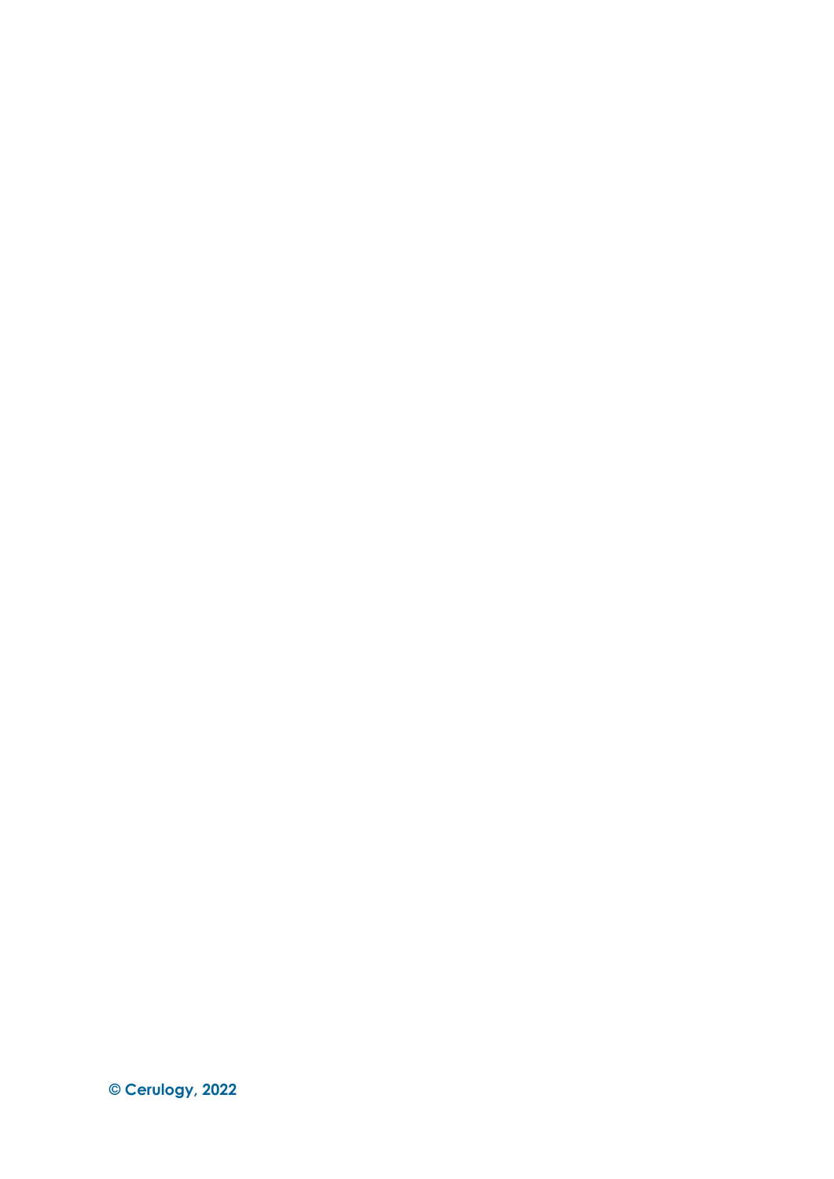**© Cerulogy, 2022**